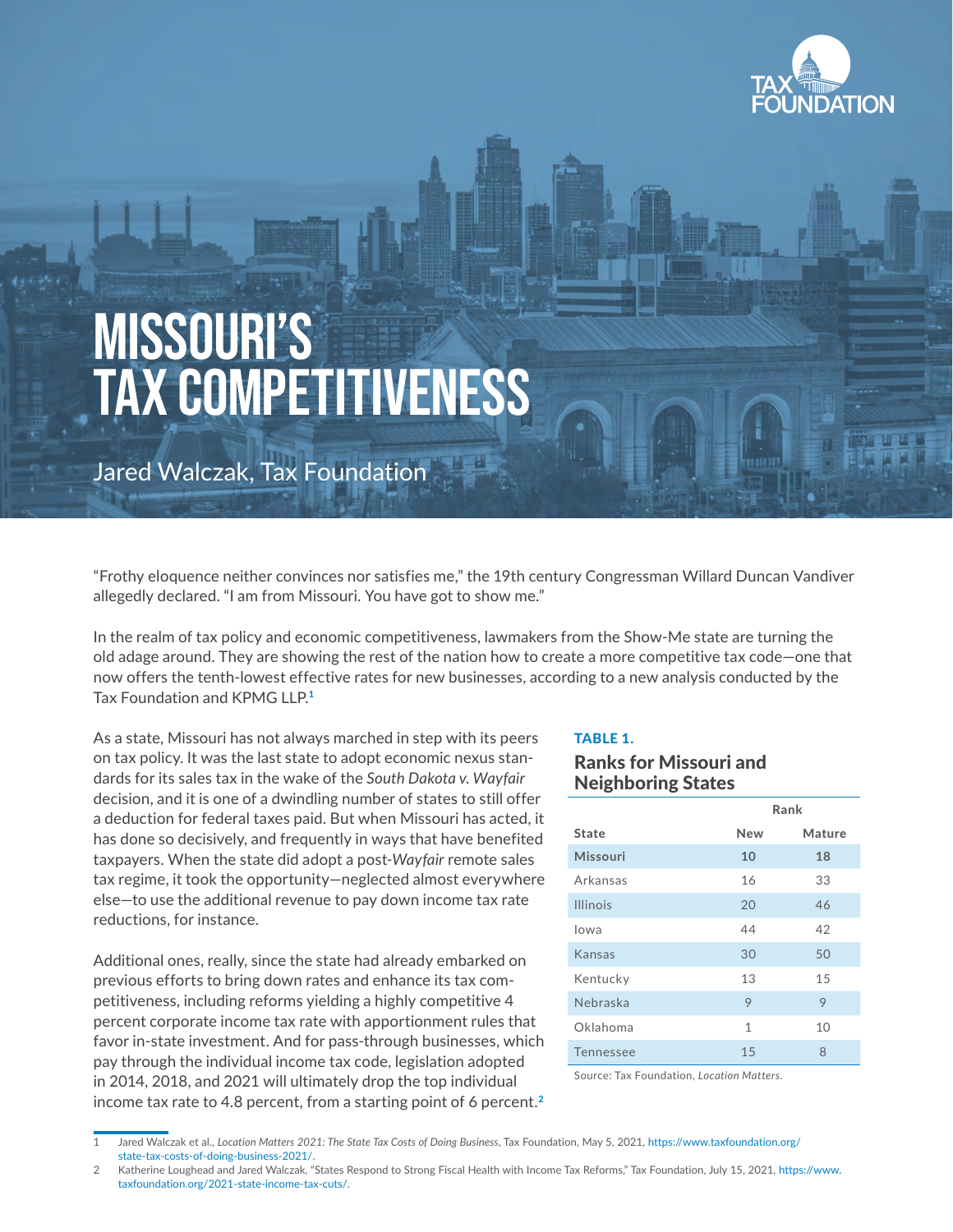# MISSOURI'S TAX COMPETITIVENESS

Jared Walczak, Tax Foundation

"Frothy eloquence neither convinces nor satisfies me," the 19th century Congressman Willard Duncan Vandiver allegedly declared. "I am from Missouri. You have got to show me."

In the realm of tax policy and economic competitiveness, lawmakers from the Show-Me state are turning the old adage around. They are showing the rest of the nation how to create a more competitive tax code—one that now offers the tenth-lowest effective rates for new businesses, according to a new analysis conducted by the Tax Foundation and KPMG LLP.[1]

As a state, Missouri has not always marched in step with its peers on tax policy. It was the last state to adopt economic nexus standards for its sales tax in the wake of the *South Dakota v. Wayfair* decision, and it is one of a dwindling number of states to still offer a deduction for federal taxes paid. But when Missouri has acted, it has done so decisively, and frequently in ways that have benefited taxpayers. When the state did adopt a post-*Wayfair* remote sales tax regime, it took the opportunity—neglected almost everywhere else—to use the additional revenue to pay down income tax rate reductions, for instance.

Additional ones, really, since the state had already embarked on previous efforts to bring down rates and enhance its tax competitiveness, including reforms yielding a highly competitive 4 percent corporate income tax rate with apportionment rules that favor in-state investment. And for pass-through businesses, which pay through the individual income tax code, legislation adopted in 2014, 2018, and 2021 will ultimately drop the top individual income tax rate to 4.8 percent, from a starting point of 6 percent.[2]

**TABLE 1.**

**Ranks for Missouri and Neighboring States**

| | Rank | |
|---|---|---|
| **State** | **New** | **Mature** |
| **Missouri** | **10** | **18** |
| Arkansas | 16 | 33 |
| Illinois | 20 | 46 |
| Iowa | 44 | 42 |
| Kansas | 30 | 50 |
| Kentucky | 13 | 15 |
| Nebraska | 9 | 9 |
| Oklahoma | 1 | 10 |
| Tennessee | 15 | 8 |

Source: Tax Foundation, *Location Matters*.

1 Jared Walczak et al., *Location Matters 2021: The State Tax Costs of Doing Business*, Tax Foundation, May 5, 2021, https://www.taxfoundation.org/state-tax-costs-of-doing-business-2021/.

2 Katherine Loughead and Jared Walczak, "States Respond to Strong Fiscal Health with Income Tax Reforms," Tax Foundation, July 15, 2021, https://www.taxfoundation.org/2021-state-income-tax-cuts/.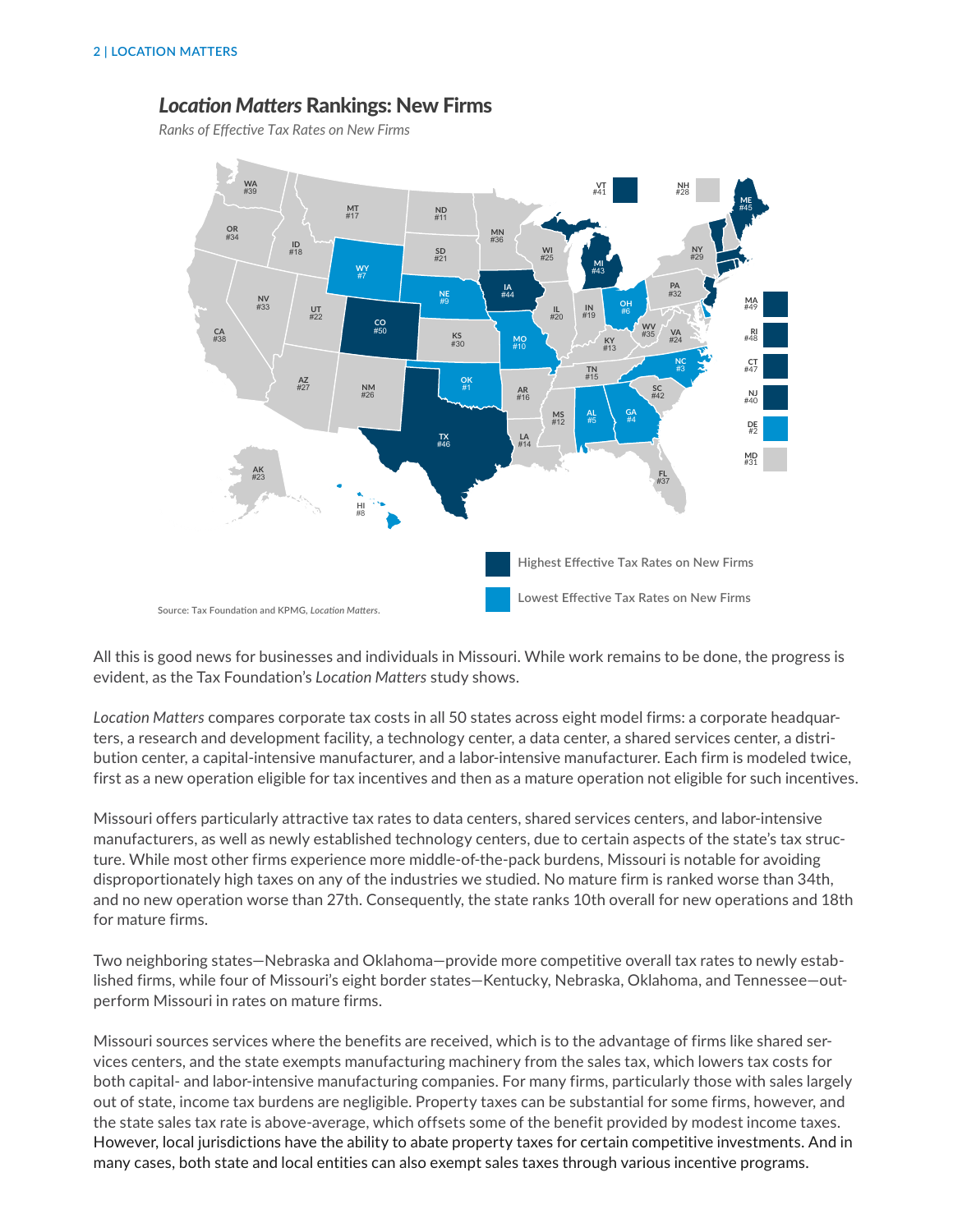## *Location Matters* Rankings: New Firms

*Ranks of Effective Tax Rates on New Firms*

Highest Effective Tax Rates on New Firms

Lowest Effective Tax Rates on New Firms

Source: Tax Foundation and KPMG, *Location Matters*.

All this is good news for businesses and individuals in Missouri. While work remains to be done, the progress is evident, as the Tax Foundation's *Location Matters* study shows.

*Location Matters* compares corporate tax costs in all 50 states across eight model firms: a corporate headquarters, a research and development facility, a technology center, a data center, a shared services center, a distribution center, a capital-intensive manufacturer, and a labor-intensive manufacturer. Each firm is modeled twice, first as a new operation eligible for tax incentives and then as a mature operation not eligible for such incentives.

Missouri offers particularly attractive tax rates to data centers, shared services centers, and labor-intensive manufacturers, as well as newly established technology centers, due to certain aspects of the state's tax structure. While most other firms experience more middle-of-the-pack burdens, Missouri is notable for avoiding disproportionately high taxes on any of the industries we studied. No mature firm is ranked worse than 34th, and no new operation worse than 27th. Consequently, the state ranks 10th overall for new operations and 18th for mature firms.

Two neighboring states—Nebraska and Oklahoma—provide more competitive overall tax rates to newly established firms, while four of Missouri's eight border states—Kentucky, Nebraska, Oklahoma, and Tennessee—outperform Missouri in rates on mature firms.

Missouri sources services where the benefits are received, which is to the advantage of firms like shared services centers, and the state exempts manufacturing machinery from the sales tax, which lowers tax costs for both capital- and labor-intensive manufacturing companies. For many firms, particularly those with sales largely out of state, income tax burdens are negligible. Property taxes can be substantial for some firms, however, and the state sales tax rate is above-average, which offsets some of the benefit provided by modest income taxes. However, local jurisdictions have the ability to abate property taxes for certain competitive investments. And in many cases, both state and local entities can also exempt sales taxes through various incentive programs.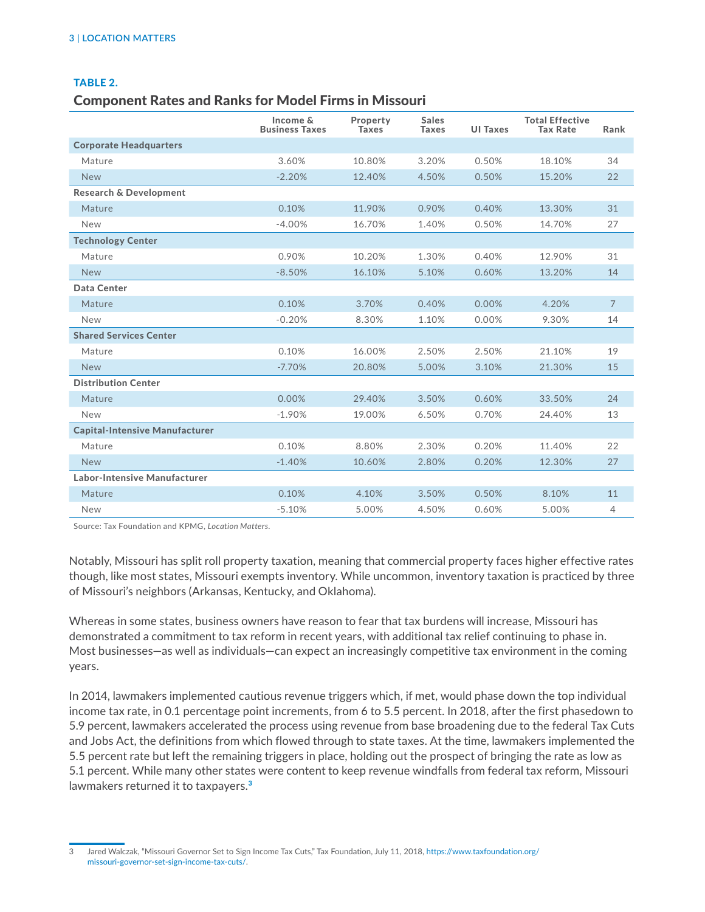**TABLE 2.**

## Component Rates and Ranks for Model Firms in Missouri

| | Income & Business Taxes | Property Taxes | Sales Taxes | UI Taxes | Total Effective Tax Rate | Rank |
|---|---|---|---|---|---|---|
| **Corporate Headquarters** | | | | | | |
| Mature | 3.60% | 10.80% | 3.20% | 0.50% | 18.10% | 34 |
| New | -2.20% | 12.40% | 4.50% | 0.50% | 15.20% | 22 |
| **Research & Development** | | | | | | |
| Mature | 0.10% | 11.90% | 0.90% | 0.40% | 13.30% | 31 |
| New | -4.00% | 16.70% | 1.40% | 0.50% | 14.70% | 27 |
| **Technology Center** | | | | | | |
| Mature | 0.90% | 10.20% | 1.30% | 0.40% | 12.90% | 31 |
| New | -8.50% | 16.10% | 5.10% | 0.60% | 13.20% | 14 |
| **Data Center** | | | | | | |
| Mature | 0.10% | 3.70% | 0.40% | 0.00% | 4.20% | 7 |
| New | -0.20% | 8.30% | 1.10% | 0.00% | 9.30% | 14 |
| **Shared Services Center** | | | | | | |
| Mature | 0.10% | 16.00% | 2.50% | 2.50% | 21.10% | 19 |
| New | -7.70% | 20.80% | 5.00% | 3.10% | 21.30% | 15 |
| **Distribution Center** | | | | | | |
| Mature | 0.00% | 29.40% | 3.50% | 0.60% | 33.50% | 24 |
| New | -1.90% | 19.00% | 6.50% | 0.70% | 24.40% | 13 |
| **Capital-Intensive Manufacturer** | | | | | | |
| Mature | 0.10% | 8.80% | 2.30% | 0.20% | 11.40% | 22 |
| New | -1.40% | 10.60% | 2.80% | 0.20% | 12.30% | 27 |
| **Labor-Intensive Manufacturer** | | | | | | |
| Mature | 0.10% | 4.10% | 3.50% | 0.50% | 8.10% | 11 |
| New | -5.10% | 5.00% | 4.50% | 0.60% | 5.00% | 4 |

Source: Tax Foundation and KPMG, *Location Matters*.

Notably, Missouri has split roll property taxation, meaning that commercial property faces higher effective rates though, like most states, Missouri exempts inventory. While uncommon, inventory taxation is practiced by three of Missouri's neighbors (Arkansas, Kentucky, and Oklahoma).

Whereas in some states, business owners have reason to fear that tax burdens will increase, Missouri has demonstrated a commitment to tax reform in recent years, with additional tax relief continuing to phase in. Most businesses—as well as individuals—can expect an increasingly competitive tax environment in the coming years.

In 2014, lawmakers implemented cautious revenue triggers which, if met, would phase down the top individual income tax rate, in 0.1 percentage point increments, from 6 to 5.5 percent. In 2018, after the first phasedown to 5.9 percent, lawmakers accelerated the process using revenue from base broadening due to the federal Tax Cuts and Jobs Act, the definitions from which flowed through to state taxes. At the time, lawmakers implemented the 5.5 percent rate but left the remaining triggers in place, holding out the prospect of bringing the rate as low as 5.1 percent. While many other states were content to keep revenue windfalls from federal tax reform, Missouri lawmakers returned it to taxpayers.[3]

---

3 Jared Walczak, "Missouri Governor Set to Sign Income Tax Cuts," Tax Foundation, July 11, 2018, https://www.taxfoundation.org/missouri-governor-set-sign-income-tax-cuts/.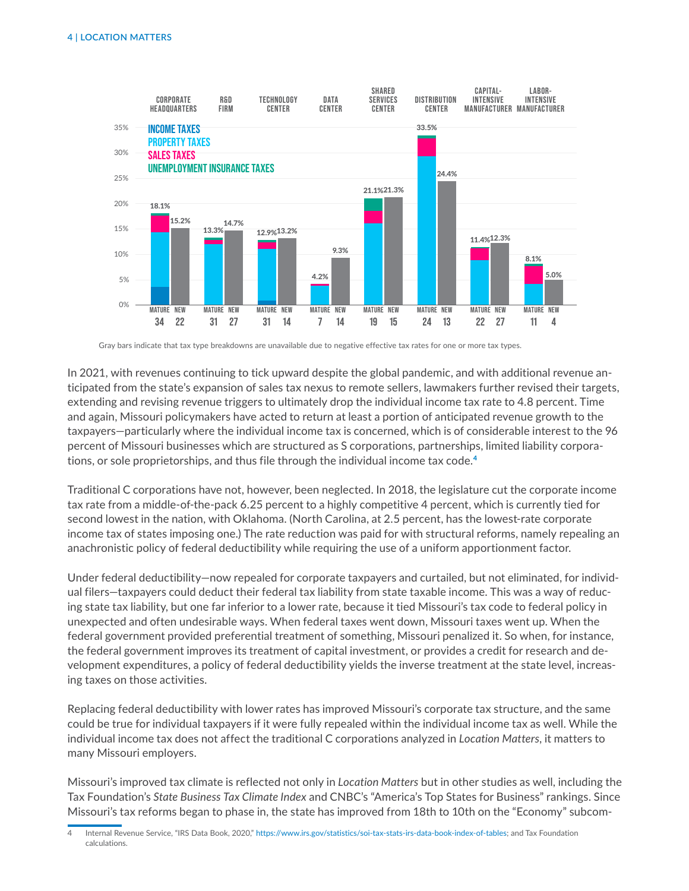| | Corporate Headquarters | | R&D Firm | | Technology Center | | Data Center | | Shared Services Center | | Distribution Center | | Capital-Intensive Manufacturer | | Labor-Intensive Manufacturer | |
|---|---|---|---|---|---|---|---|---|---|---|---|---|---|---|---|---|
| | Mature | New | Mature | New | Mature | New | Mature | New | Mature | New | Mature | New | Mature | New | Mature | New |
| Total effective tax rate | 18.1% | 15.2% | 13.3% | 14.7% | 12.9% | 13.2% | 4.2% | 9.3% | 21.1% | 21.3% | 33.5% | 24.4% | 11.4% | 12.3% | 8.1% | 5.0% |
| Rank | 34 | 22 | 31 | 27 | 31 | 14 | 7 | 14 | 19 | 15 | 24 | 13 | 22 | 27 | 11 | 4 |

Legend: Income Taxes; Property Taxes; Sales Taxes; Unemployment Insurance Taxes

Gray bars indicate that tax type breakdowns are unavailable due to negative effective tax rates for one or more tax types.

In 2021, with revenues continuing to tick upward despite the global pandemic, and with additional revenue anticipated from the state's expansion of sales tax nexus to remote sellers, lawmakers further revised their targets, extending and revising revenue triggers to ultimately drop the individual income tax rate to 4.8 percent. Time and again, Missouri policymakers have acted to return at least a portion of anticipated revenue growth to the taxpayers—particularly where the individual income tax is concerned, which is of considerable interest to the 96 percent of Missouri businesses which are structured as S corporations, partnerships, limited liability corporations, or sole proprietorships, and thus file through the individual income tax code.[4]

Traditional C corporations have not, however, been neglected. In 2018, the legislature cut the corporate income tax rate from a middle-of-the-pack 6.25 percent to a highly competitive 4 percent, which is currently tied for second lowest in the nation, with Oklahoma. (North Carolina, at 2.5 percent, has the lowest-rate corporate income tax of states imposing one.) The rate reduction was paid for with structural reforms, namely repealing an anachronistic policy of federal deductibility while requiring the use of a uniform apportionment factor.

Under federal deductibility—now repealed for corporate taxpayers and curtailed, but not eliminated, for individual filers—taxpayers could deduct their federal tax liability from state taxable income. This was a way of reducing state tax liability, but one far inferior to a lower rate, because it tied Missouri's tax code to federal policy in unexpected and often undesirable ways. When federal taxes went down, Missouri taxes went up. When the federal government provided preferential treatment of something, Missouri penalized it. So when, for instance, the federal government improves its treatment of capital investment, or provides a credit for research and development expenditures, a policy of federal deductibility yields the inverse treatment at the state level, increasing taxes on those activities.

Replacing federal deductibility with lower rates has improved Missouri's corporate tax structure, and the same could be true for individual taxpayers if it were fully repealed within the individual income tax as well. While the individual income tax does not affect the traditional C corporations analyzed in *Location Matters*, it matters to many Missouri employers.

Missouri's improved tax climate is reflected not only in *Location Matters* but in other studies as well, including the Tax Foundation's *State Business Tax Climate Index* and CNBC's "America's Top States for Business" rankings. Since Missouri's tax reforms began to phase in, the state has improved from 18th to 10th on the "Economy" subcom-

4 Internal Revenue Service, "IRS Data Book, 2020," https://www.irs.gov/statistics/soi-tax-stats-irs-data-book-index-of-tables; and Tax Foundation calculations.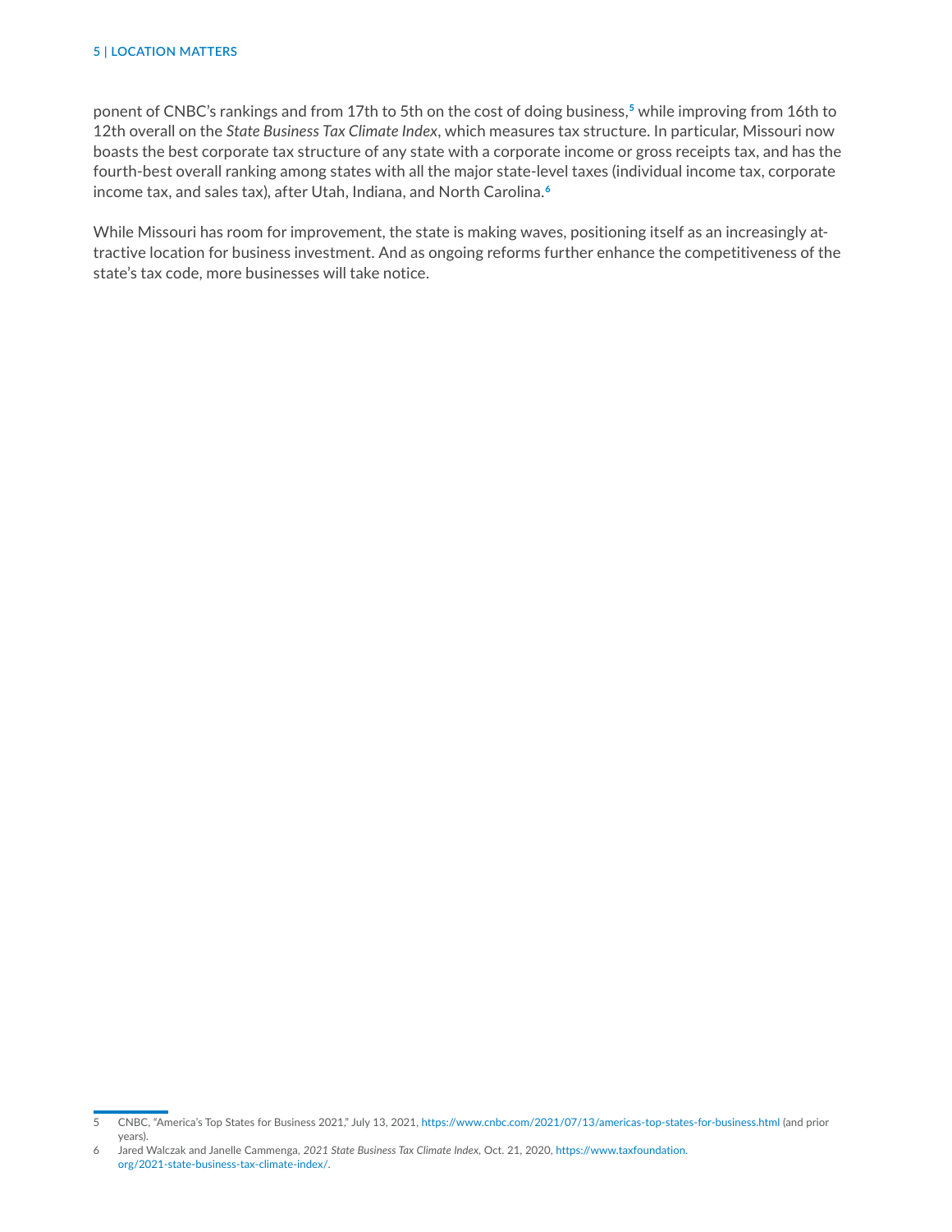ponent of CNBC's rankings and from 17th to 5th on the cost of doing business,[5] while improving from 16th to 12th overall on the *State Business Tax Climate Index*, which measures tax structure. In particular, Missouri now boasts the best corporate tax structure of any state with a corporate income or gross receipts tax, and has the fourth-best overall ranking among states with all the major state-level taxes (individual income tax, corporate income tax, and sales tax), after Utah, Indiana, and North Carolina.[6]

While Missouri has room for improvement, the state is making waves, positioning itself as an increasingly attractive location for business investment. And as ongoing reforms further enhance the competitiveness of the state's tax code, more businesses will take notice.

---

5 CNBC, "America's Top States for Business 2021," July 13, 2021, https://www.cnbc.com/2021/07/13/americas-top-states-for-business.html (and prior years).

6 Jared Walczak and Janelle Cammenga, *2021 State Business Tax Climate Index*, Oct. 21, 2020, https://www.taxfoundation.org/2021-state-business-tax-climate-index/.